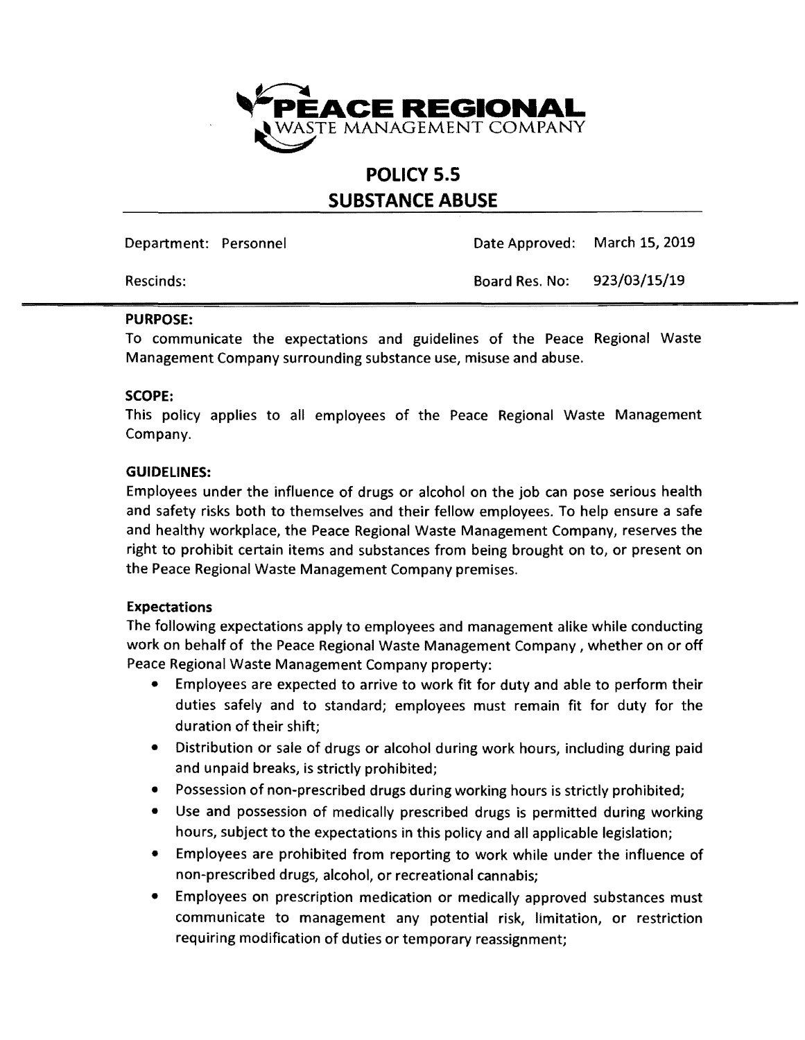**PEACE REGIONAL**
WASTE MANAGEMENT COMPANY

# POLICY 5.5
# SUBSTANCE ABUSE

| Department: Personnel | Date Approved: March 15, 2019 |
| --- | --- |
| Rescinds: | Board Res. No: 923/03/15/19 |

### PURPOSE:

To communicate the expectations and guidelines of the Peace Regional Waste Management Company surrounding substance use, misuse and abuse.

### SCOPE:

This policy applies to all employees of the Peace Regional Waste Management Company.

### GUIDELINES:

Employees under the influence of drugs or alcohol on the job can pose serious health and safety risks both to themselves and their fellow employees. To help ensure a safe and healthy workplace, the Peace Regional Waste Management Company, reserves the right to prohibit certain items and substances from being brought on to, or present on the Peace Regional Waste Management Company premises.

#### Expectations

The following expectations apply to employees and management alike while conducting work on behalf of the Peace Regional Waste Management Company, whether on or off Peace Regional Waste Management Company property:

- Employees are expected to arrive to work fit for duty and able to perform their duties safely and to standard; employees must remain fit for duty for the duration of their shift;
- Distribution or sale of drugs or alcohol during work hours, including during paid and unpaid breaks, is strictly prohibited;
- Possession of non-prescribed drugs during working hours is strictly prohibited;
- Use and possession of medically prescribed drugs is permitted during working hours, subject to the expectations in this policy and all applicable legislation;
- Employees are prohibited from reporting to work while under the influence of non-prescribed drugs, alcohol, or recreational cannabis;
- Employees on prescription medication or medically approved substances must communicate to management any potential risk, limitation, or restriction requiring modification of duties or temporary reassignment;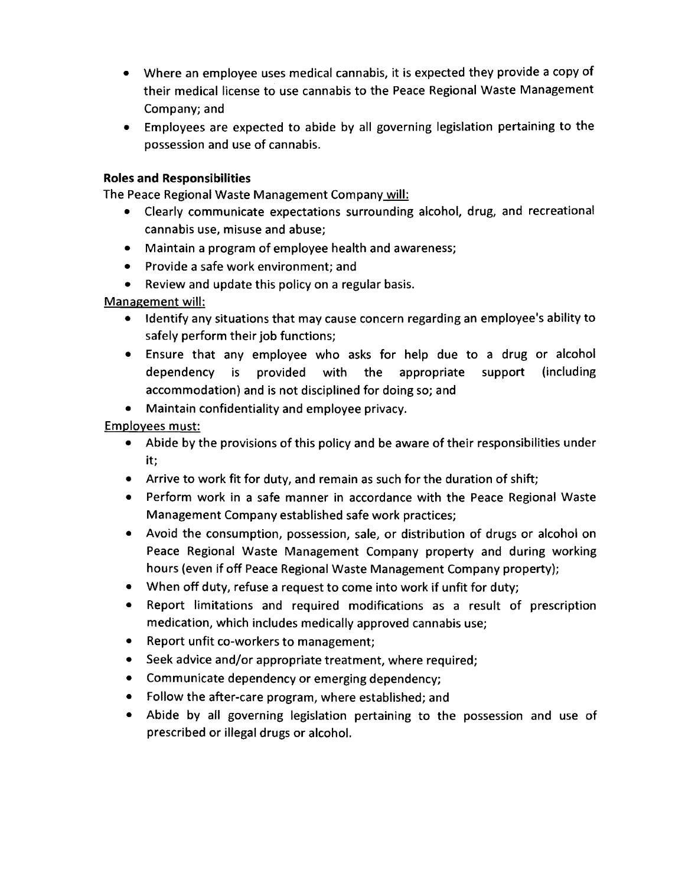- Where an employee uses medical cannabis, it is expected they provide a copy of their medical license to use cannabis to the Peace Regional Waste Management Company; and
- Employees are expected to abide by all governing legislation pertaining to the possession and use of cannabis.

**Roles and Responsibilities**

The Peace Regional Waste Management Company will:

- Clearly communicate expectations surrounding alcohol, drug, and recreational cannabis use, misuse and abuse;
- Maintain a program of employee health and awareness;
- Provide a safe work environment; and
- Review and update this policy on a regular basis.

Management will:

- Identify any situations that may cause concern regarding an employee's ability to safely perform their job functions;
- Ensure that any employee who asks for help due to a drug or alcohol dependency is provided with the appropriate support (including accommodation) and is not disciplined for doing so; and
- Maintain confidentiality and employee privacy.

Employees must:

- Abide by the provisions of this policy and be aware of their responsibilities under it;
- Arrive to work fit for duty, and remain as such for the duration of shift;
- Perform work in a safe manner in accordance with the Peace Regional Waste Management Company established safe work practices;
- Avoid the consumption, possession, sale, or distribution of drugs or alcohol on Peace Regional Waste Management Company property and during working hours (even if off Peace Regional Waste Management Company property);
- When off duty, refuse a request to come into work if unfit for duty;
- Report limitations and required modifications as a result of prescription medication, which includes medically approved cannabis use;
- Report unfit co-workers to management;
- Seek advice and/or appropriate treatment, where required;
- Communicate dependency or emerging dependency;
- Follow the after-care program, where established; and
- Abide by all governing legislation pertaining to the possession and use of prescribed or illegal drugs or alcohol.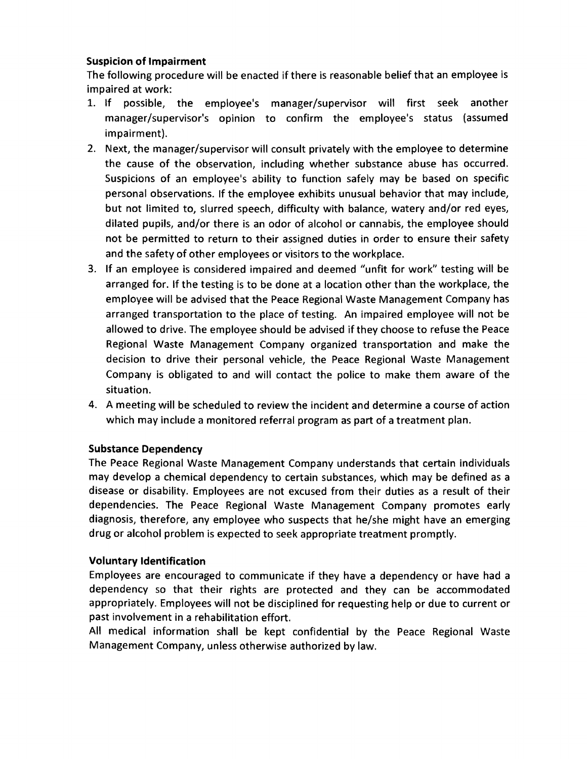## Suspicion of Impairment

The following procedure will be enacted if there is reasonable belief that an employee is impaired at work:

1. If possible, the employee's manager/supervisor will first seek another manager/supervisor's opinion to confirm the employee's status (assumed impairment).
2. Next, the manager/supervisor will consult privately with the employee to determine the cause of the observation, including whether substance abuse has occurred. Suspicions of an employee's ability to function safely may be based on specific personal observations. If the employee exhibits unusual behavior that may include, but not limited to, slurred speech, difficulty with balance, watery and/or red eyes, dilated pupils, and/or there is an odor of alcohol or cannabis, the employee should not be permitted to return to their assigned duties in order to ensure their safety and the safety of other employees or visitors to the workplace.
3. If an employee is considered impaired and deemed "unfit for work" testing will be arranged for. If the testing is to be done at a location other than the workplace, the employee will be advised that the Peace Regional Waste Management Company has arranged transportation to the place of testing. An impaired employee will not be allowed to drive. The employee should be advised if they choose to refuse the Peace Regional Waste Management Company organized transportation and make the decision to drive their personal vehicle, the Peace Regional Waste Management Company is obligated to and will contact the police to make them aware of the situation.
4. A meeting will be scheduled to review the incident and determine a course of action which may include a monitored referral program as part of a treatment plan.

## Substance Dependency

The Peace Regional Waste Management Company understands that certain individuals may develop a chemical dependency to certain substances, which may be defined as a disease or disability. Employees are not excused from their duties as a result of their dependencies. The Peace Regional Waste Management Company promotes early diagnosis, therefore, any employee who suspects that he/she might have an emerging drug or alcohol problem is expected to seek appropriate treatment promptly.

## Voluntary Identification

Employees are encouraged to communicate if they have a dependency or have had a dependency so that their rights are protected and they can be accommodated appropriately. Employees will not be disciplined for requesting help or due to current or past involvement in a rehabilitation effort.

All medical information shall be kept confidential by the Peace Regional Waste Management Company, unless otherwise authorized by law.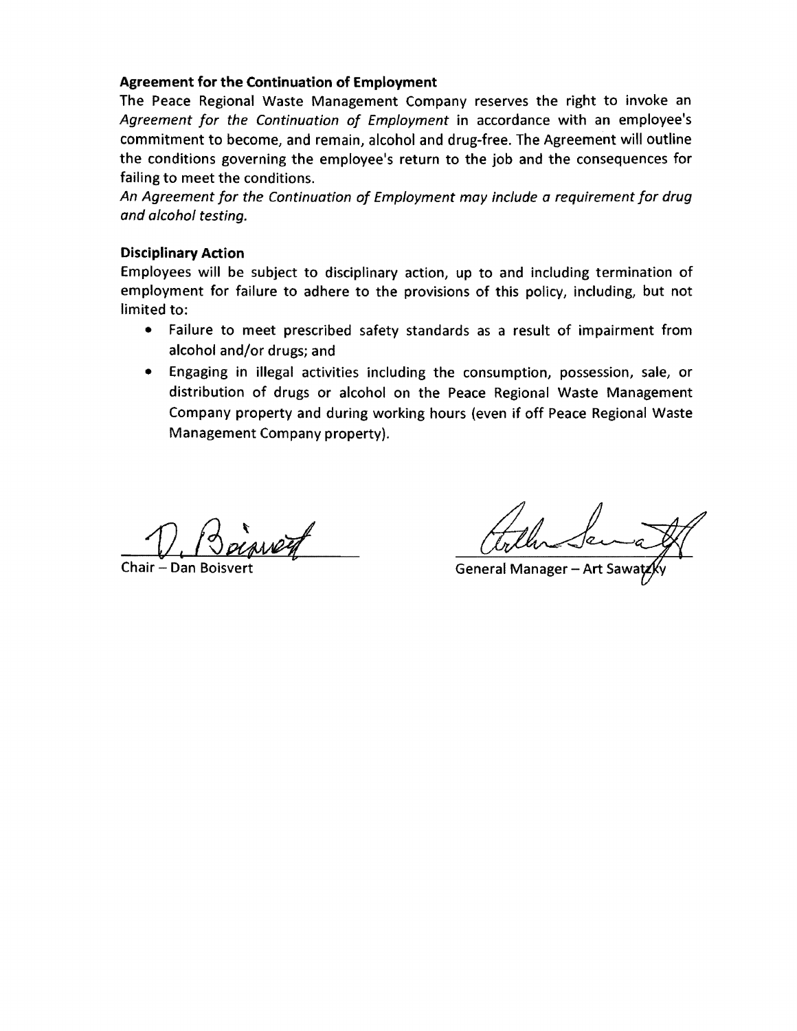**Agreement for the Continuation of Employment**

The Peace Regional Waste Management Company reserves the right to invoke an *Agreement for the Continuation of Employment* in accordance with an employee's commitment to become, and remain, alcohol and drug-free. The Agreement will outline the conditions governing the employee's return to the job and the consequences for failing to meet the conditions.

*An Agreement for the Continuation of Employment may include a requirement for drug and alcohol testing.*

**Disciplinary Action**

Employees will be subject to disciplinary action, up to and including termination of employment for failure to adhere to the provisions of this policy, including, but not limited to:

- Failure to meet prescribed safety standards as a result of impairment from alcohol and/or drugs; and
- Engaging in illegal activities including the consumption, possession, sale, or distribution of drugs or alcohol on the Peace Regional Waste Management Company property and during working hours (even if off Peace Regional Waste Management Company property).

Chair – Dan Boisvert

General Manager – Art Sawatzky